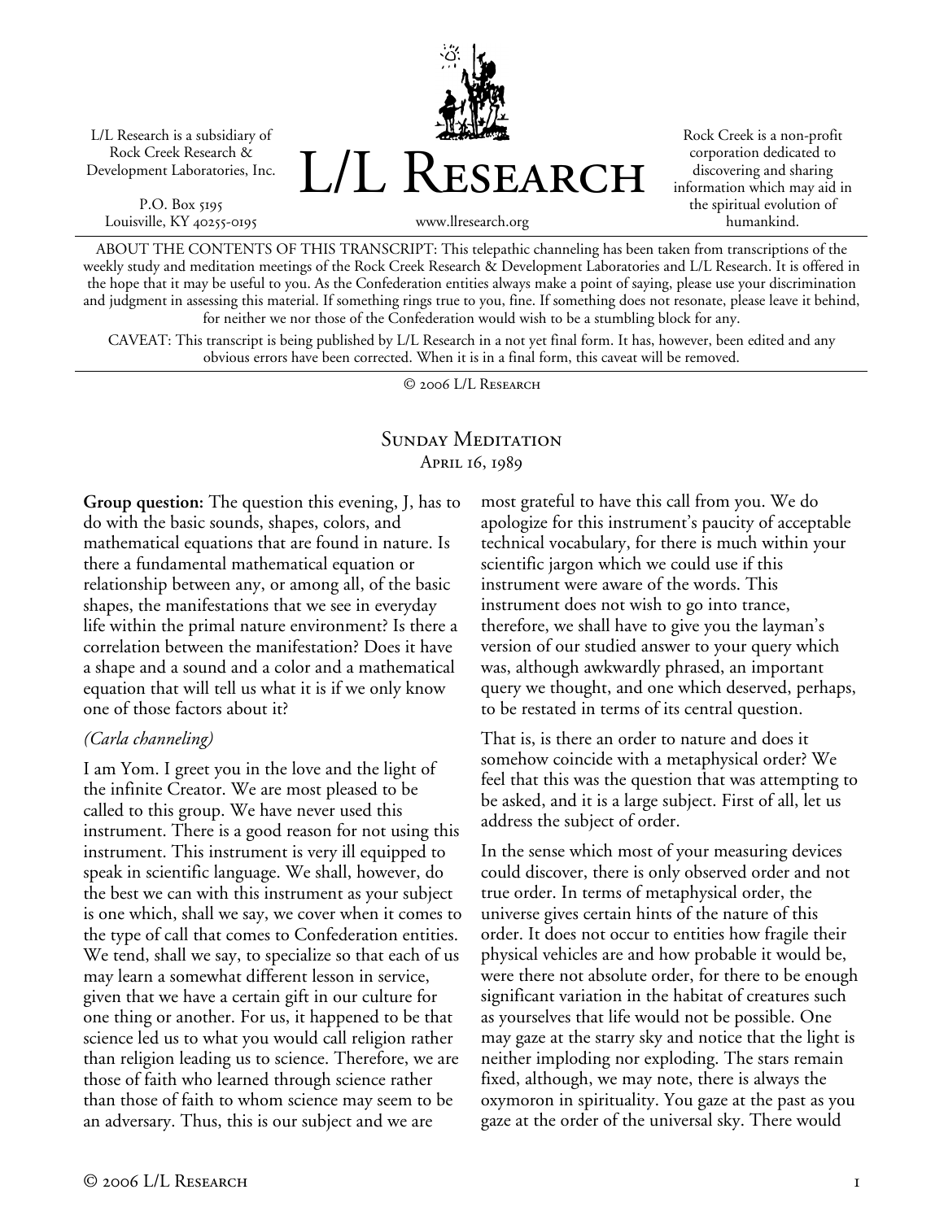L/L Research is a subsidiary of Rock Creek Research & Development Laboratories, Inc.

P.O. Box 5195
Louisville, KY 40255-0195

# L/L Research

www.llresearch.org

Rock Creek is a non-profit corporation dedicated to discovering and sharing information which may aid in the spiritual evolution of humankind.

ABOUT THE CONTENTS OF THIS TRANSCRIPT: This telepathic channeling has been taken from transcriptions of the weekly study and meditation meetings of the Rock Creek Research & Development Laboratories and L/L Research. It is offered in the hope that it may be useful to you. As the Confederation entities always make a point of saying, please use your discrimination and judgment in assessing this material. If something rings true to you, fine. If something does not resonate, please leave it behind, for neither we nor those of the Confederation would wish to be a stumbling block for any.

CAVEAT: This transcript is being published by L/L Research in a not yet final form. It has, however, been edited and any obvious errors have been corrected. When it is in a final form, this caveat will be removed.

© 2006 L/L Research

## Sunday Meditation
April 16, 1989

**Group question:** The question this evening, J, has to do with the basic sounds, shapes, colors, and mathematical equations that are found in nature. Is there a fundamental mathematical equation or relationship between any, or among all, of the basic shapes, the manifestations that we see in everyday life within the primal nature environment? Is there a correlation between the manifestation? Does it have a shape and a sound and a color and a mathematical equation that will tell us what it is if we only know one of those factors about it?

*(Carla channeling)*

I am Yom. I greet you in the love and the light of the infinite Creator. We are most pleased to be called to this group. We have never used this instrument. There is a good reason for not using this instrument. This instrument is very ill equipped to speak in scientific language. We shall, however, do the best we can with this instrument as your subject is one which, shall we say, we cover when it comes to the type of call that comes to Confederation entities. We tend, shall we say, to specialize so that each of us may learn a somewhat different lesson in service, given that we have a certain gift in our culture for one thing or another. For us, it happened to be that science led us to what you would call religion rather than religion leading us to science. Therefore, we are those of faith who learned through science rather than those of faith to whom science may seem to be an adversary. Thus, this is our subject and we are most grateful to have this call from you. We do apologize for this instrument's paucity of acceptable technical vocabulary, for there is much within your scientific jargon which we could use if this instrument were aware of the words. This instrument does not wish to go into trance, therefore, we shall have to give you the layman's version of our studied answer to your query which was, although awkwardly phrased, an important query we thought, and one which deserved, perhaps, to be restated in terms of its central question.

That is, is there an order to nature and does it somehow coincide with a metaphysical order? We feel that this was the question that was attempting to be asked, and it is a large subject. First of all, let us address the subject of order.

In the sense which most of your measuring devices could discover, there is only observed order and not true order. In terms of metaphysical order, the universe gives certain hints of the nature of this order. It does not occur to entities how fragile their physical vehicles are and how probable it would be, were there not absolute order, for there to be enough significant variation in the habitat of creatures such as yourselves that life would not be possible. One may gaze at the starry sky and notice that the light is neither imploding nor exploding. The stars remain fixed, although, we may note, there is always the oxymoron in spirituality. You gaze at the past as you gaze at the order of the universal sky. There would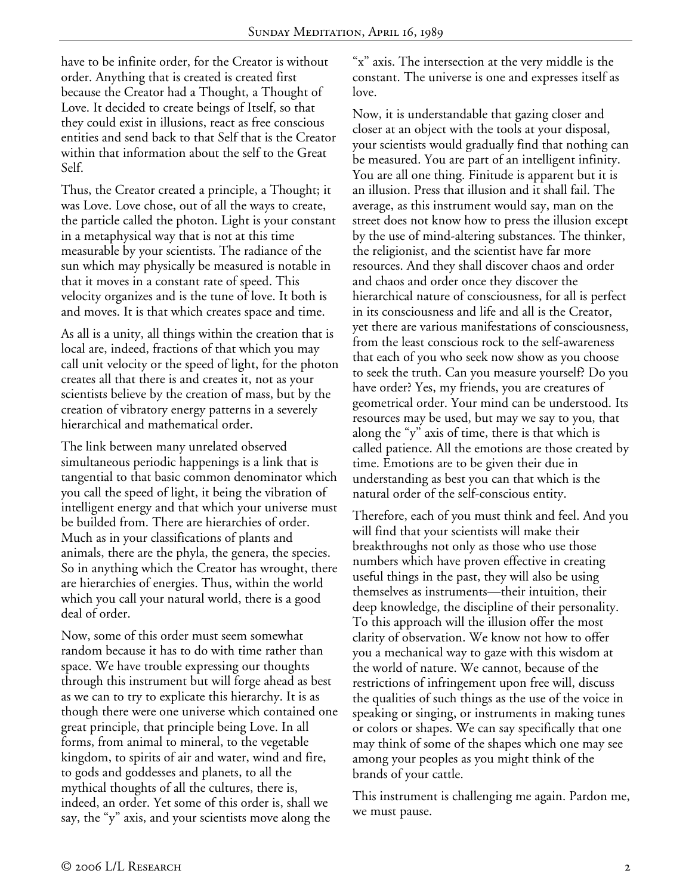have to be infinite order, for the Creator is without order. Anything that is created is created first because the Creator had a Thought, a Thought of Love. It decided to create beings of Itself, so that they could exist in illusions, react as free conscious entities and send back to that Self that is the Creator within that information about the self to the Great Self.

Thus, the Creator created a principle, a Thought; it was Love. Love chose, out of all the ways to create, the particle called the photon. Light is your constant in a metaphysical way that is not at this time measurable by your scientists. The radiance of the sun which may physically be measured is notable in that it moves in a constant rate of speed. This velocity organizes and is the tune of love. It both is and moves. It is that which creates space and time.

As all is a unity, all things within the creation that is local are, indeed, fractions of that which you may call unit velocity or the speed of light, for the photon creates all that there is and creates it, not as your scientists believe by the creation of mass, but by the creation of vibratory energy patterns in a severely hierarchical and mathematical order.

The link between many unrelated observed simultaneous periodic happenings is a link that is tangential to that basic common denominator which you call the speed of light, it being the vibration of intelligent energy and that which your universe must be builded from. There are hierarchies of order. Much as in your classifications of plants and animals, there are the phyla, the genera, the species. So in anything which the Creator has wrought, there are hierarchies of energies. Thus, within the world which you call your natural world, there is a good deal of order.

Now, some of this order must seem somewhat random because it has to do with time rather than space. We have trouble expressing our thoughts through this instrument but will forge ahead as best as we can to try to explicate this hierarchy. It is as though there were one universe which contained one great principle, that principle being Love. In all forms, from animal to mineral, to the vegetable kingdom, to spirits of air and water, wind and fire, to gods and goddesses and planets, to all the mythical thoughts of all the cultures, there is, indeed, an order. Yet some of this order is, shall we say, the "y" axis, and your scientists move along the "x" axis. The intersection at the very middle is the constant. The universe is one and expresses itself as love.

Now, it is understandable that gazing closer and closer at an object with the tools at your disposal, your scientists would gradually find that nothing can be measured. You are part of an intelligent infinity. You are all one thing. Finitude is apparent but it is an illusion. Press that illusion and it shall fail. The average, as this instrument would say, man on the street does not know how to press the illusion except by the use of mind-altering substances. The thinker, the religionist, and the scientist have far more resources. And they shall discover chaos and order and chaos and order once they discover the hierarchical nature of consciousness, for all is perfect in its consciousness and life and all is the Creator, yet there are various manifestations of consciousness, from the least conscious rock to the self-awareness that each of you who seek now show as you choose to seek the truth. Can you measure yourself? Do you have order? Yes, my friends, you are creatures of geometrical order. Your mind can be understood. Its resources may be used, but may we say to you, that along the "y" axis of time, there is that which is called patience. All the emotions are those created by time. Emotions are to be given their due in understanding as best you can that which is the natural order of the self-conscious entity.

Therefore, each of you must think and feel. And you will find that your scientists will make their breakthroughs not only as those who use those numbers which have proven effective in creating useful things in the past, they will also be using themselves as instruments—their intuition, their deep knowledge, the discipline of their personality. To this approach will the illusion offer the most clarity of observation. We know not how to offer you a mechanical way to gaze with this wisdom at the world of nature. We cannot, because of the restrictions of infringement upon free will, discuss the qualities of such things as the use of the voice in speaking or singing, or instruments in making tunes or colors or shapes. We can say specifically that one may think of some of the shapes which one may see among your peoples as you might think of the brands of your cattle.

This instrument is challenging me again. Pardon me, we must pause.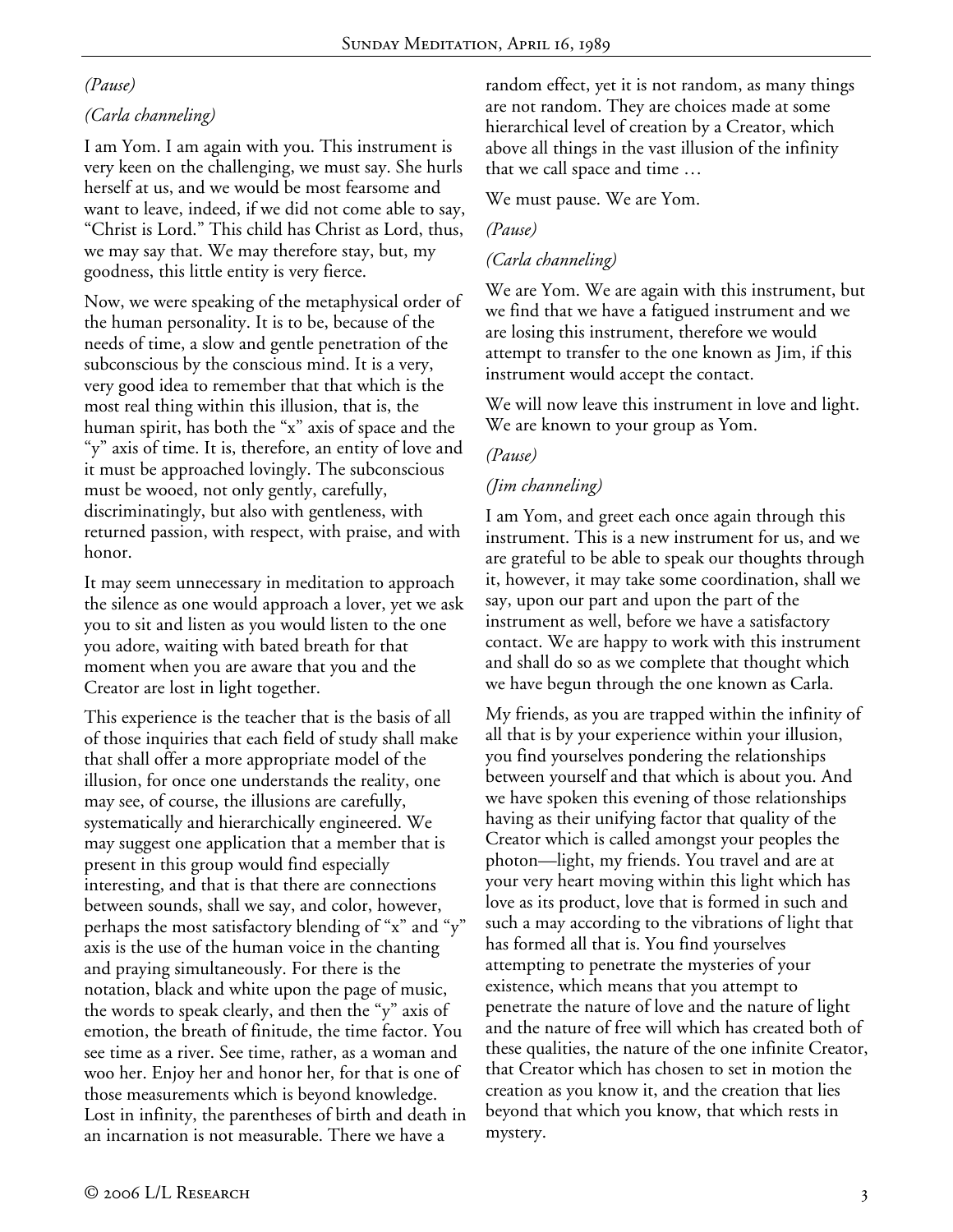*(Pause)*

*(Carla channeling)*

I am Yom. I am again with you. This instrument is very keen on the challenging, we must say. She hurls herself at us, and we would be most fearsome and want to leave, indeed, if we did not come able to say, "Christ is Lord." This child has Christ as Lord, thus, we may say that. We may therefore stay, but, my goodness, this little entity is very fierce.

Now, we were speaking of the metaphysical order of the human personality. It is to be, because of the needs of time, a slow and gentle penetration of the subconscious by the conscious mind. It is a very, very good idea to remember that that which is the most real thing within this illusion, that is, the human spirit, has both the "x" axis of space and the "y" axis of time. It is, therefore, an entity of love and it must be approached lovingly. The subconscious must be wooed, not only gently, carefully, discriminatingly, but also with gentleness, with returned passion, with respect, with praise, and with honor.

It may seem unnecessary in meditation to approach the silence as one would approach a lover, yet we ask you to sit and listen as you would listen to the one you adore, waiting with bated breath for that moment when you are aware that you and the Creator are lost in light together.

This experience is the teacher that is the basis of all of those inquiries that each field of study shall make that shall offer a more appropriate model of the illusion, for once one understands the reality, one may see, of course, the illusions are carefully, systematically and hierarchically engineered. We may suggest one application that a member that is present in this group would find especially interesting, and that is that there are connections between sounds, shall we say, and color, however, perhaps the most satisfactory blending of "x" and "y" axis is the use of the human voice in the chanting and praying simultaneously. For there is the notation, black and white upon the page of music, the words to speak clearly, and then the "y" axis of emotion, the breath of finitude, the time factor. You see time as a river. See time, rather, as a woman and woo her. Enjoy her and honor her, for that is one of those measurements which is beyond knowledge. Lost in infinity, the parentheses of birth and death in an incarnation is not measurable. There we have a random effect, yet it is not random, as many things are not random. They are choices made at some hierarchical level of creation by a Creator, which above all things in the vast illusion of the infinity that we call space and time …

We must pause. We are Yom.

*(Pause)*

*(Carla channeling)*

We are Yom. We are again with this instrument, but we find that we have a fatigued instrument and we are losing this instrument, therefore we would attempt to transfer to the one known as Jim, if this instrument would accept the contact.

We will now leave this instrument in love and light. We are known to your group as Yom.

*(Pause)*

*(Jim channeling)*

I am Yom, and greet each once again through this instrument. This is a new instrument for us, and we are grateful to be able to speak our thoughts through it, however, it may take some coordination, shall we say, upon our part and upon the part of the instrument as well, before we have a satisfactory contact. We are happy to work with this instrument and shall do so as we complete that thought which we have begun through the one known as Carla.

My friends, as you are trapped within the infinity of all that is by your experience within your illusion, you find yourselves pondering the relationships between yourself and that which is about you. And we have spoken this evening of those relationships having as their unifying factor that quality of the Creator which is called amongst your peoples the photon—light, my friends. You travel and are at your very heart moving within this light which has love as its product, love that is formed in such and such a may according to the vibrations of light that has formed all that is. You find yourselves attempting to penetrate the mysteries of your existence, which means that you attempt to penetrate the nature of love and the nature of light and the nature of free will which has created both of these qualities, the nature of the one infinite Creator, that Creator which has chosen to set in motion the creation as you know it, and the creation that lies beyond that which you know, that which rests in mystery.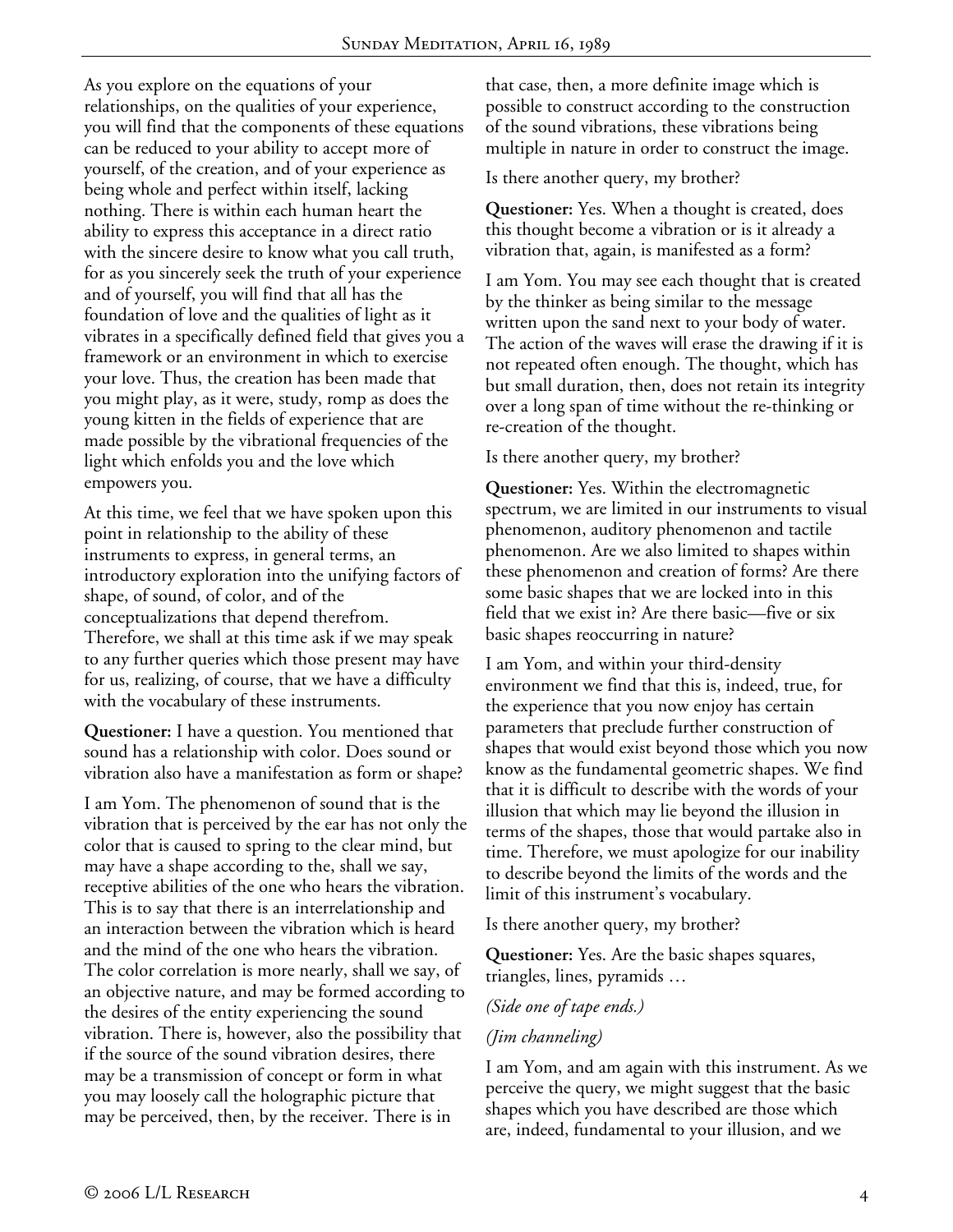As you explore on the equations of your relationships, on the qualities of your experience, you will find that the components of these equations can be reduced to your ability to accept more of yourself, of the creation, and of your experience as being whole and perfect within itself, lacking nothing. There is within each human heart the ability to express this acceptance in a direct ratio with the sincere desire to know what you call truth, for as you sincerely seek the truth of your experience and of yourself, you will find that all has the foundation of love and the qualities of light as it vibrates in a specifically defined field that gives you a framework or an environment in which to exercise your love. Thus, the creation has been made that you might play, as it were, study, romp as does the young kitten in the fields of experience that are made possible by the vibrational frequencies of the light which enfolds you and the love which empowers you.

At this time, we feel that we have spoken upon this point in relationship to the ability of these instruments to express, in general terms, an introductory exploration into the unifying factors of shape, of sound, of color, and of the conceptualizations that depend therefrom. Therefore, we shall at this time ask if we may speak to any further queries which those present may have for us, realizing, of course, that we have a difficulty with the vocabulary of these instruments.

**Questioner:** I have a question. You mentioned that sound has a relationship with color. Does sound or vibration also have a manifestation as form or shape?

I am Yom. The phenomenon of sound that is the vibration that is perceived by the ear has not only the color that is caused to spring to the clear mind, but may have a shape according to the, shall we say, receptive abilities of the one who hears the vibration. This is to say that there is an interrelationship and an interaction between the vibration which is heard and the mind of the one who hears the vibration. The color correlation is more nearly, shall we say, of an objective nature, and may be formed according to the desires of the entity experiencing the sound vibration. There is, however, also the possibility that if the source of the sound vibration desires, there may be a transmission of concept or form in what you may loosely call the holographic picture that may be perceived, then, by the receiver. There is in that case, then, a more definite image which is possible to construct according to the construction of the sound vibrations, these vibrations being multiple in nature in order to construct the image.

Is there another query, my brother?

**Questioner:** Yes. When a thought is created, does this thought become a vibration or is it already a vibration that, again, is manifested as a form?

I am Yom. You may see each thought that is created by the thinker as being similar to the message written upon the sand next to your body of water. The action of the waves will erase the drawing if it is not repeated often enough. The thought, which has but small duration, then, does not retain its integrity over a long span of time without the re-thinking or re-creation of the thought.

Is there another query, my brother?

**Questioner:** Yes. Within the electromagnetic spectrum, we are limited in our instruments to visual phenomenon, auditory phenomenon and tactile phenomenon. Are we also limited to shapes within these phenomenon and creation of forms? Are there some basic shapes that we are locked into in this field that we exist in? Are there basic—five or six basic shapes reoccurring in nature?

I am Yom, and within your third-density environment we find that this is, indeed, true, for the experience that you now enjoy has certain parameters that preclude further construction of shapes that would exist beyond those which you now know as the fundamental geometric shapes. We find that it is difficult to describe with the words of your illusion that which may lie beyond the illusion in terms of the shapes, those that would partake also in time. Therefore, we must apologize for our inability to describe beyond the limits of the words and the limit of this instrument's vocabulary.

Is there another query, my brother?

**Questioner:** Yes. Are the basic shapes squares, triangles, lines, pyramids …

*(Side one of tape ends.)*

*(Jim channeling)*

I am Yom, and am again with this instrument. As we perceive the query, we might suggest that the basic shapes which you have described are those which are, indeed, fundamental to your illusion, and we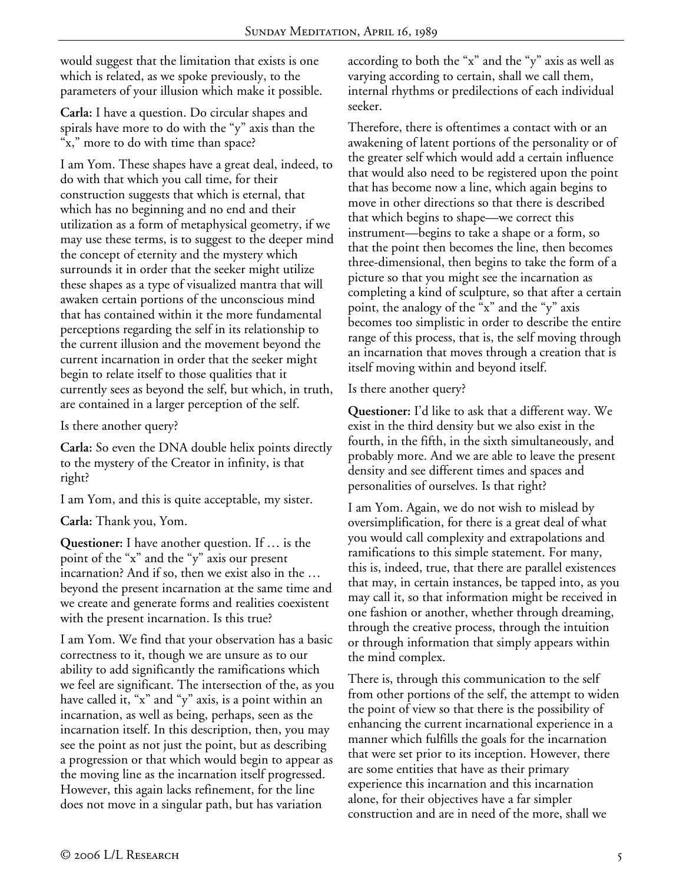would suggest that the limitation that exists is one which is related, as we spoke previously, to the parameters of your illusion which make it possible.

**Carla:** I have a question. Do circular shapes and spirals have more to do with the "y" axis than the "x," more to do with time than space?

I am Yom. These shapes have a great deal, indeed, to do with that which you call time, for their construction suggests that which is eternal, that which has no beginning and no end and their utilization as a form of metaphysical geometry, if we may use these terms, is to suggest to the deeper mind the concept of eternity and the mystery which surrounds it in order that the seeker might utilize these shapes as a type of visualized mantra that will awaken certain portions of the unconscious mind that has contained within it the more fundamental perceptions regarding the self in its relationship to the current illusion and the movement beyond the current incarnation in order that the seeker might begin to relate itself to those qualities that it currently sees as beyond the self, but which, in truth, are contained in a larger perception of the self.

Is there another query?

**Carla:** So even the DNA double helix points directly to the mystery of the Creator in infinity, is that right?

I am Yom, and this is quite acceptable, my sister.

**Carla:** Thank you, Yom.

**Questioner:** I have another question. If … is the point of the "x" and the "y" axis our present incarnation? And if so, then we exist also in the … beyond the present incarnation at the same time and we create and generate forms and realities coexistent with the present incarnation. Is this true?

I am Yom. We find that your observation has a basic correctness to it, though we are unsure as to our ability to add significantly the ramifications which we feel are significant. The intersection of the, as you have called it, "x" and "y" axis, is a point within an incarnation, as well as being, perhaps, seen as the incarnation itself. In this description, then, you may see the point as not just the point, but as describing a progression or that which would begin to appear as the moving line as the incarnation itself progressed. However, this again lacks refinement, for the line does not move in a singular path, but has variation according to both the "x" and the "y" axis as well as varying according to certain, shall we call them, internal rhythms or predilections of each individual seeker.

Therefore, there is oftentimes a contact with or an awakening of latent portions of the personality or of the greater self which would add a certain influence that would also need to be registered upon the point that has become now a line, which again begins to move in other directions so that there is described that which begins to shape—we correct this instrument—begins to take a shape or a form, so that the point then becomes the line, then becomes three-dimensional, then begins to take the form of a picture so that you might see the incarnation as completing a kind of sculpture, so that after a certain point, the analogy of the "x" and the "y" axis becomes too simplistic in order to describe the entire range of this process, that is, the self moving through an incarnation that moves through a creation that is itself moving within and beyond itself.

Is there another query?

**Questioner:** I'd like to ask that a different way. We exist in the third density but we also exist in the fourth, in the fifth, in the sixth simultaneously, and probably more. And we are able to leave the present density and see different times and spaces and personalities of ourselves. Is that right?

I am Yom. Again, we do not wish to mislead by oversimplification, for there is a great deal of what you would call complexity and extrapolations and ramifications to this simple statement. For many, this is, indeed, true, that there are parallel existences that may, in certain instances, be tapped into, as you may call it, so that information might be received in one fashion or another, whether through dreaming, through the creative process, through the intuition or through information that simply appears within the mind complex.

There is, through this communication to the self from other portions of the self, the attempt to widen the point of view so that there is the possibility of enhancing the current incarnational experience in a manner which fulfills the goals for the incarnation that were set prior to its inception. However, there are some entities that have as their primary experience this incarnation and this incarnation alone, for their objectives have a far simpler construction and are in need of the more, shall we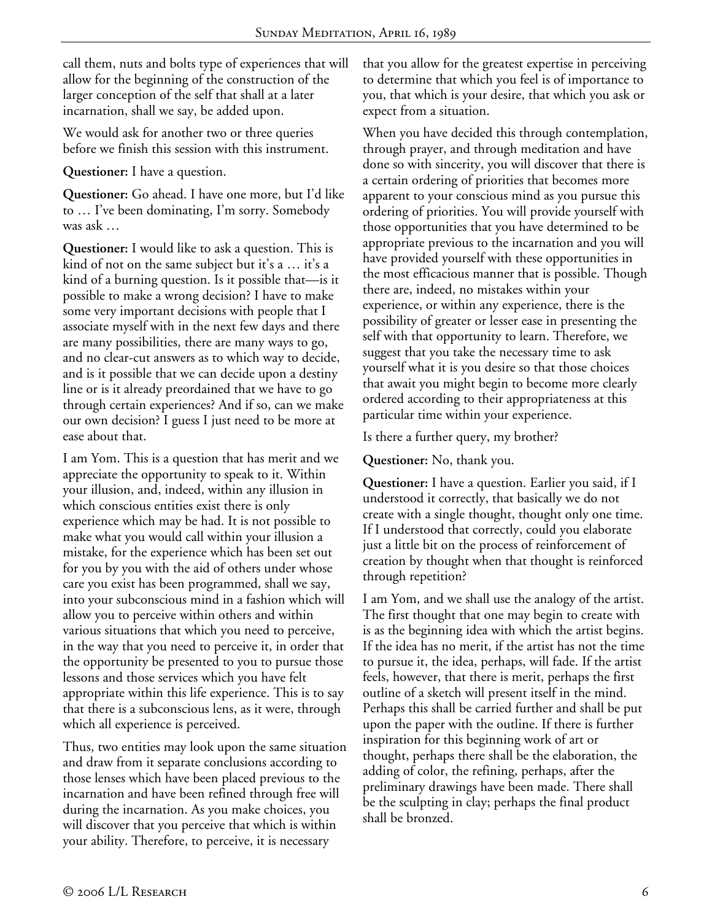call them, nuts and bolts type of experiences that will allow for the beginning of the construction of the larger conception of the self that shall at a later incarnation, shall we say, be added upon.

We would ask for another two or three queries before we finish this session with this instrument.

**Questioner:** I have a question.

**Questioner:** Go ahead. I have one more, but I'd like to … I've been dominating, I'm sorry. Somebody was ask …

**Questioner:** I would like to ask a question. This is kind of not on the same subject but it's a … it's a kind of a burning question. Is it possible that—is it possible to make a wrong decision? I have to make some very important decisions with people that I associate myself with in the next few days and there are many possibilities, there are many ways to go, and no clear-cut answers as to which way to decide, and is it possible that we can decide upon a destiny line or is it already preordained that we have to go through certain experiences? And if so, can we make our own decision? I guess I just need to be more at ease about that.

I am Yom. This is a question that has merit and we appreciate the opportunity to speak to it. Within your illusion, and, indeed, within any illusion in which conscious entities exist there is only experience which may be had. It is not possible to make what you would call within your illusion a mistake, for the experience which has been set out for you by you with the aid of others under whose care you exist has been programmed, shall we say, into your subconscious mind in a fashion which will allow you to perceive within others and within various situations that which you need to perceive, in the way that you need to perceive it, in order that the opportunity be presented to you to pursue those lessons and those services which you have felt appropriate within this life experience. This is to say that there is a subconscious lens, as it were, through which all experience is perceived.

Thus, two entities may look upon the same situation and draw from it separate conclusions according to those lenses which have been placed previous to the incarnation and have been refined through free will during the incarnation. As you make choices, you will discover that you perceive that which is within your ability. Therefore, to perceive, it is necessary that you allow for the greatest expertise in perceiving to determine that which you feel is of importance to you, that which is your desire, that which you ask or expect from a situation.

When you have decided this through contemplation, through prayer, and through meditation and have done so with sincerity, you will discover that there is a certain ordering of priorities that becomes more apparent to your conscious mind as you pursue this ordering of priorities. You will provide yourself with those opportunities that you have determined to be appropriate previous to the incarnation and you will have provided yourself with these opportunities in the most efficacious manner that is possible. Though there are, indeed, no mistakes within your experience, or within any experience, there is the possibility of greater or lesser ease in presenting the self with that opportunity to learn. Therefore, we suggest that you take the necessary time to ask yourself what it is you desire so that those choices that await you might begin to become more clearly ordered according to their appropriateness at this particular time within your experience.

Is there a further query, my brother?

**Questioner:** No, thank you.

**Questioner:** I have a question. Earlier you said, if I understood it correctly, that basically we do not create with a single thought, thought only one time. If I understood that correctly, could you elaborate just a little bit on the process of reinforcement of creation by thought when that thought is reinforced through repetition?

I am Yom, and we shall use the analogy of the artist. The first thought that one may begin to create with is as the beginning idea with which the artist begins. If the idea has no merit, if the artist has not the time to pursue it, the idea, perhaps, will fade. If the artist feels, however, that there is merit, perhaps the first outline of a sketch will present itself in the mind. Perhaps this shall be carried further and shall be put upon the paper with the outline. If there is further inspiration for this beginning work of art or thought, perhaps there shall be the elaboration, the adding of color, the refining, perhaps, after the preliminary drawings have been made. There shall be the sculpting in clay; perhaps the final product shall be bronzed.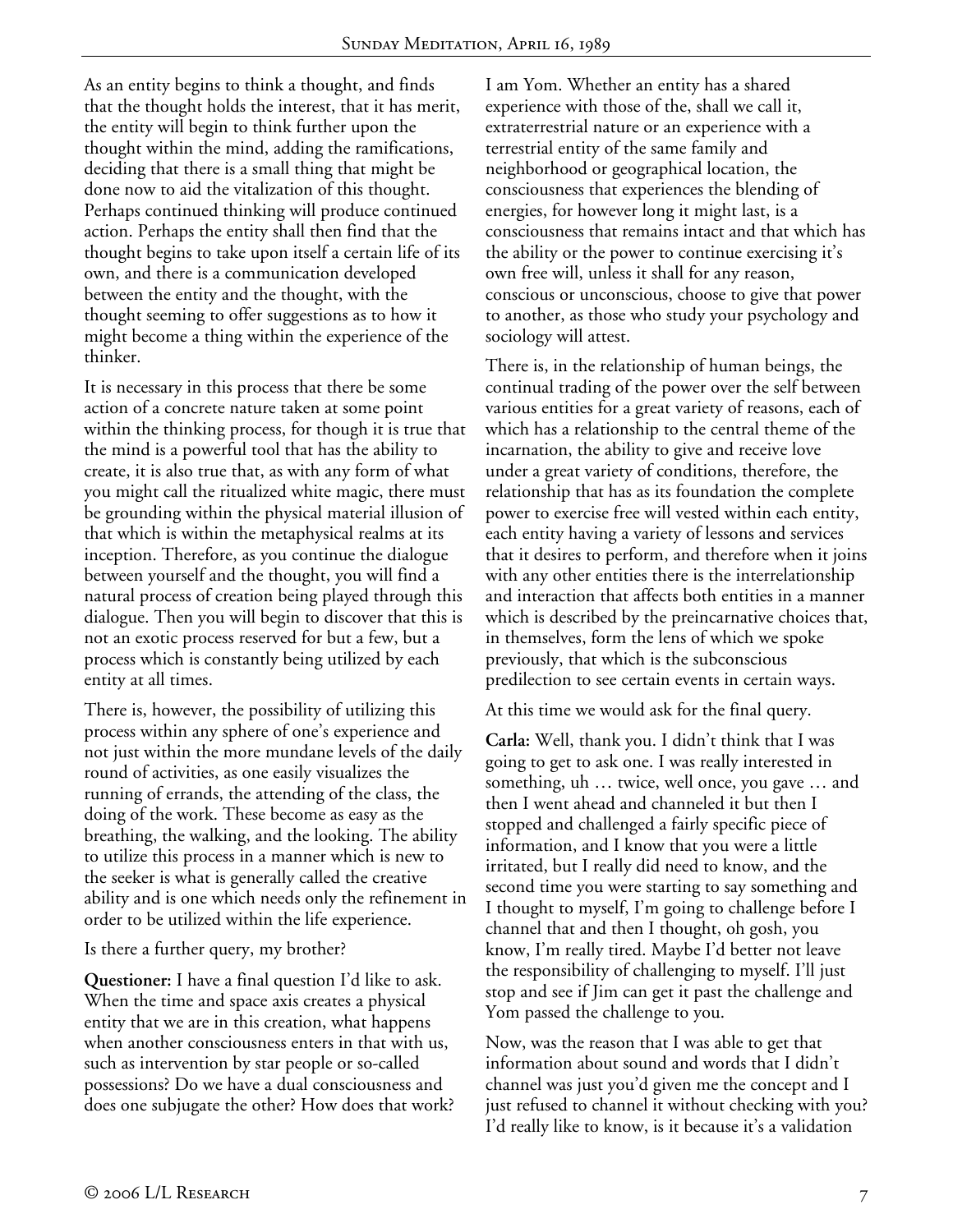As an entity begins to think a thought, and finds that the thought holds the interest, that it has merit, the entity will begin to think further upon the thought within the mind, adding the ramifications, deciding that there is a small thing that might be done now to aid the vitalization of this thought. Perhaps continued thinking will produce continued action. Perhaps the entity shall then find that the thought begins to take upon itself a certain life of its own, and there is a communication developed between the entity and the thought, with the thought seeming to offer suggestions as to how it might become a thing within the experience of the thinker.

It is necessary in this process that there be some action of a concrete nature taken at some point within the thinking process, for though it is true that the mind is a powerful tool that has the ability to create, it is also true that, as with any form of what you might call the ritualized white magic, there must be grounding within the physical material illusion of that which is within the metaphysical realms at its inception. Therefore, as you continue the dialogue between yourself and the thought, you will find a natural process of creation being played through this dialogue. Then you will begin to discover that this is not an exotic process reserved for but a few, but a process which is constantly being utilized by each entity at all times.

There is, however, the possibility of utilizing this process within any sphere of one's experience and not just within the more mundane levels of the daily round of activities, as one easily visualizes the running of errands, the attending of the class, the doing of the work. These become as easy as the breathing, the walking, and the looking. The ability to utilize this process in a manner which is new to the seeker is what is generally called the creative ability and is one which needs only the refinement in order to be utilized within the life experience.

Is there a further query, my brother?

**Questioner:** I have a final question I'd like to ask. When the time and space axis creates a physical entity that we are in this creation, what happens when another consciousness enters in that with us, such as intervention by star people or so-called possessions? Do we have a dual consciousness and does one subjugate the other? How does that work?

I am Yom. Whether an entity has a shared experience with those of the, shall we call it, extraterrestrial nature or an experience with a terrestrial entity of the same family and neighborhood or geographical location, the consciousness that experiences the blending of energies, for however long it might last, is a consciousness that remains intact and that which has the ability or the power to continue exercising it's own free will, unless it shall for any reason, conscious or unconscious, choose to give that power to another, as those who study your psychology and sociology will attest.

There is, in the relationship of human beings, the continual trading of the power over the self between various entities for a great variety of reasons, each of which has a relationship to the central theme of the incarnation, the ability to give and receive love under a great variety of conditions, therefore, the relationship that has as its foundation the complete power to exercise free will vested within each entity, each entity having a variety of lessons and services that it desires to perform, and therefore when it joins with any other entities there is the interrelationship and interaction that affects both entities in a manner which is described by the preincarnative choices that, in themselves, form the lens of which we spoke previously, that which is the subconscious predilection to see certain events in certain ways.

At this time we would ask for the final query.

**Carla:** Well, thank you. I didn't think that I was going to get to ask one. I was really interested in something, uh … twice, well once, you gave … and then I went ahead and channeled it but then I stopped and challenged a fairly specific piece of information, and I know that you were a little irritated, but I really did need to know, and the second time you were starting to say something and I thought to myself, I'm going to challenge before I channel that and then I thought, oh gosh, you know, I'm really tired. Maybe I'd better not leave the responsibility of challenging to myself. I'll just stop and see if Jim can get it past the challenge and Yom passed the challenge to you.

Now, was the reason that I was able to get that information about sound and words that I didn't channel was just you'd given me the concept and I just refused to channel it without checking with you? I'd really like to know, is it because it's a validation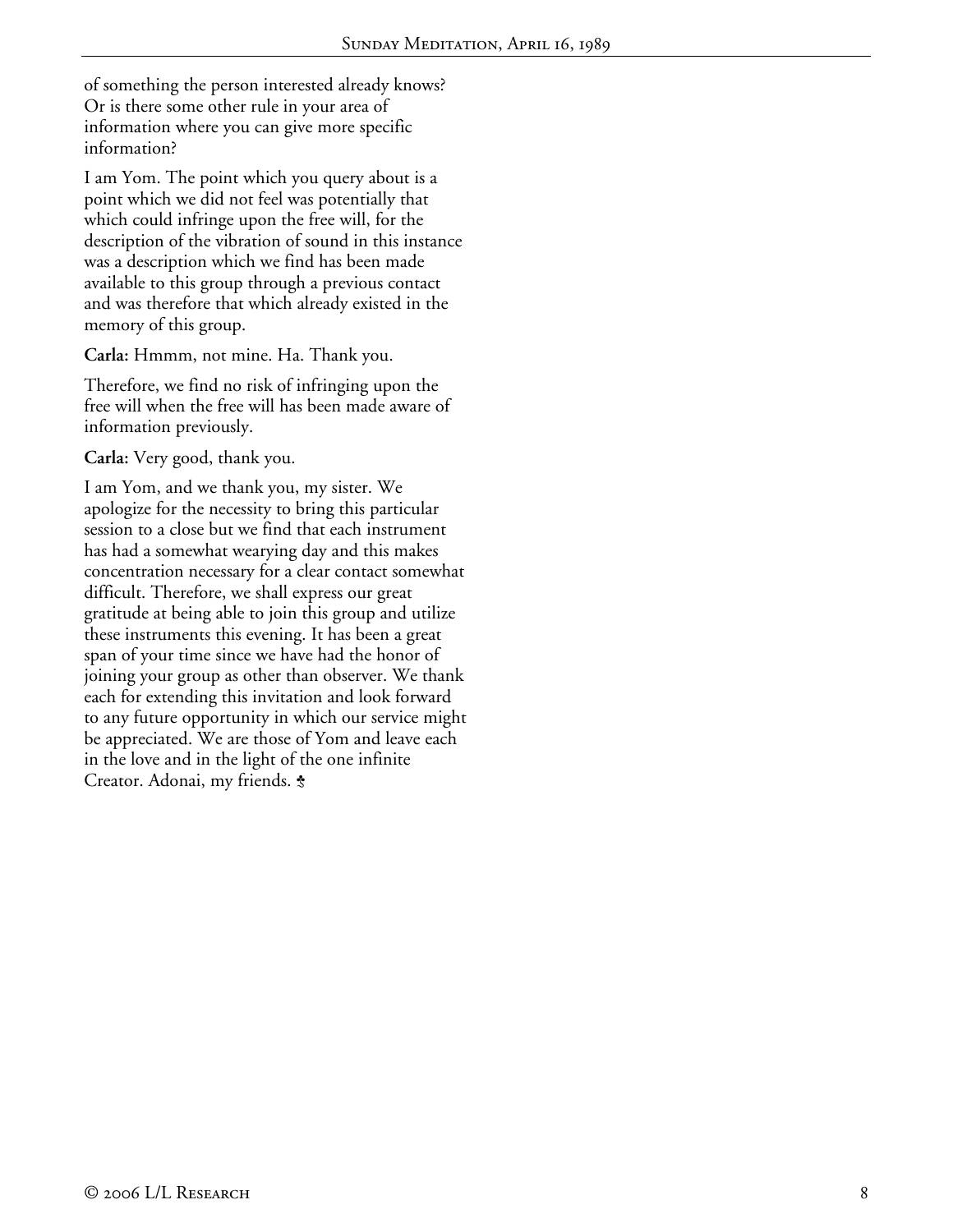of something the person interested already knows? Or is there some other rule in your area of information where you can give more specific information?

I am Yom. The point which you query about is a point which we did not feel was potentially that which could infringe upon the free will, for the description of the vibration of sound in this instance was a description which we find has been made available to this group through a previous contact and was therefore that which already existed in the memory of this group.

**Carla:** Hmmm, not mine. Ha. Thank you.

Therefore, we find no risk of infringing upon the free will when the free will has been made aware of information previously.

**Carla:** Very good, thank you.

I am Yom, and we thank you, my sister. We apologize for the necessity to bring this particular session to a close but we find that each instrument has had a somewhat wearying day and this makes concentration necessary for a clear contact somewhat difficult. Therefore, we shall express our great gratitude at being able to join this group and utilize these instruments this evening. It has been a great span of your time since we have had the honor of joining your group as other than observer. We thank each for extending this invitation and look forward to any future opportunity in which our service might be appreciated. We are those of Yom and leave each in the love and in the light of the one infinite Creator. Adonai, my friends. ♣